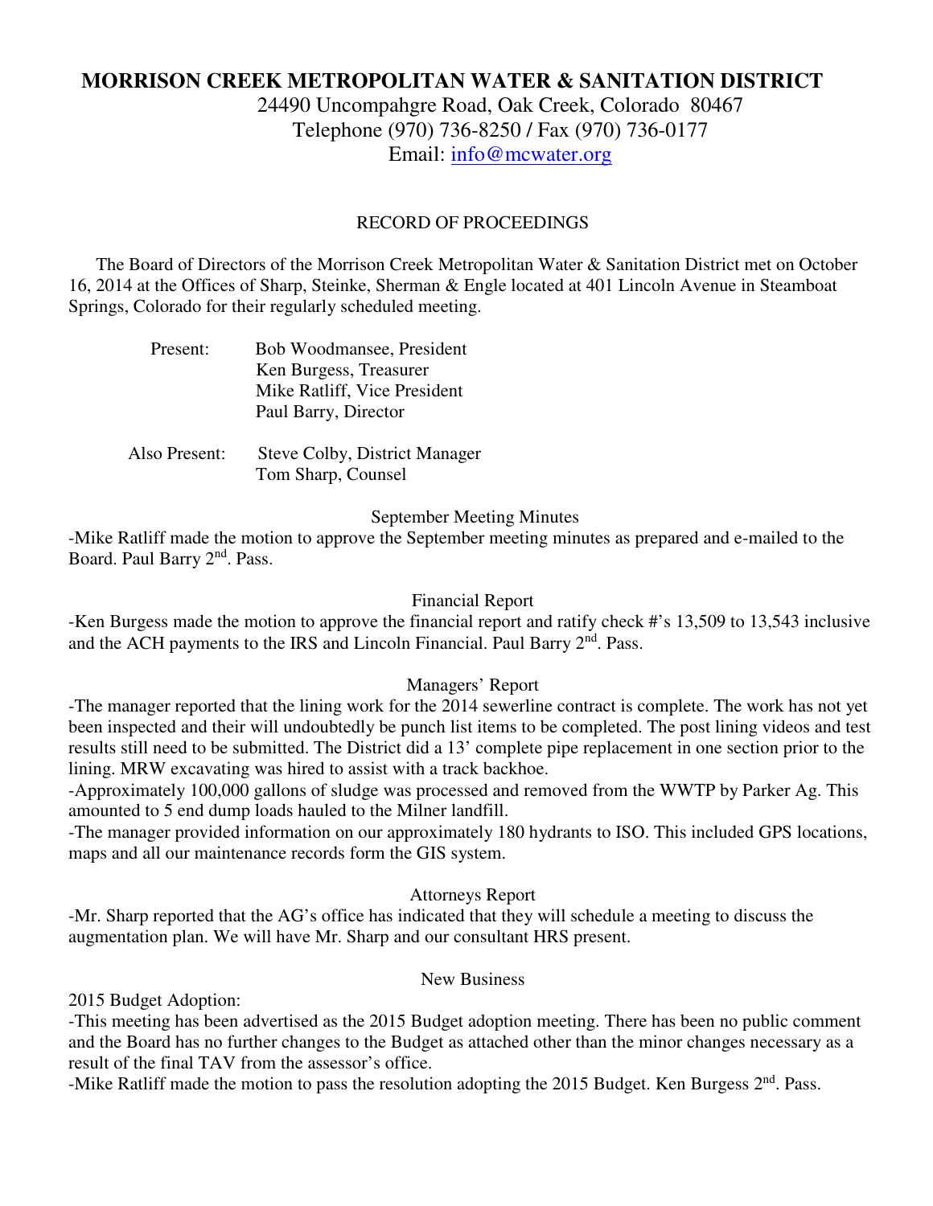# MORRISON CREEK METROPOLITAN WATER & SANITATION DISTRICT

24490 Uncompahgre Road, Oak Creek, Colorado 80467
Telephone (970) 736-8250 / Fax (970) 736-0177
Email: info@mcwater.org

## RECORD OF PROCEEDINGS

The Board of Directors of the Morrison Creek Metropolitan Water & Sanitation District met on October 16, 2014 at the Offices of Sharp, Steinke, Sherman & Engle located at 401 Lincoln Avenue in Steamboat Springs, Colorado for their regularly scheduled meeting.

Present:
Bob Woodmansee, President
Ken Burgess, Treasurer
Mike Ratliff, Vice President
Paul Barry, Director

Also Present:
Steve Colby, District Manager
Tom Sharp, Counsel

### September Meeting Minutes

-Mike Ratliff made the motion to approve the September meeting minutes as prepared and e-mailed to the Board. Paul Barry 2nd. Pass.

### Financial Report

-Ken Burgess made the motion to approve the financial report and ratify check #'s 13,509 to 13,543 inclusive and the ACH payments to the IRS and Lincoln Financial. Paul Barry 2nd. Pass.

### Managers' Report

-The manager reported that the lining work for the 2014 sewerline contract is complete. The work has not yet been inspected and their will undoubtedly be punch list items to be completed. The post lining videos and test results still need to be submitted. The District did a 13' complete pipe replacement in one section prior to the lining. MRW excavating was hired to assist with a track backhoe.

-Approximately 100,000 gallons of sludge was processed and removed from the WWTP by Parker Ag. This amounted to 5 end dump loads hauled to the Milner landfill.

-The manager provided information on our approximately 180 hydrants to ISO. This included GPS locations, maps and all our maintenance records form the GIS system.

### Attorneys Report

-Mr. Sharp reported that the AG's office has indicated that they will schedule a meeting to discuss the augmentation plan. We will have Mr. Sharp and our consultant HRS present.

### New Business

2015 Budget Adoption:

-This meeting has been advertised as the 2015 Budget adoption meeting. There has been no public comment and the Board has no further changes to the Budget as attached other than the minor changes necessary as a result of the final TAV from the assessor's office.

-Mike Ratliff made the motion to pass the resolution adopting the 2015 Budget. Ken Burgess 2nd. Pass.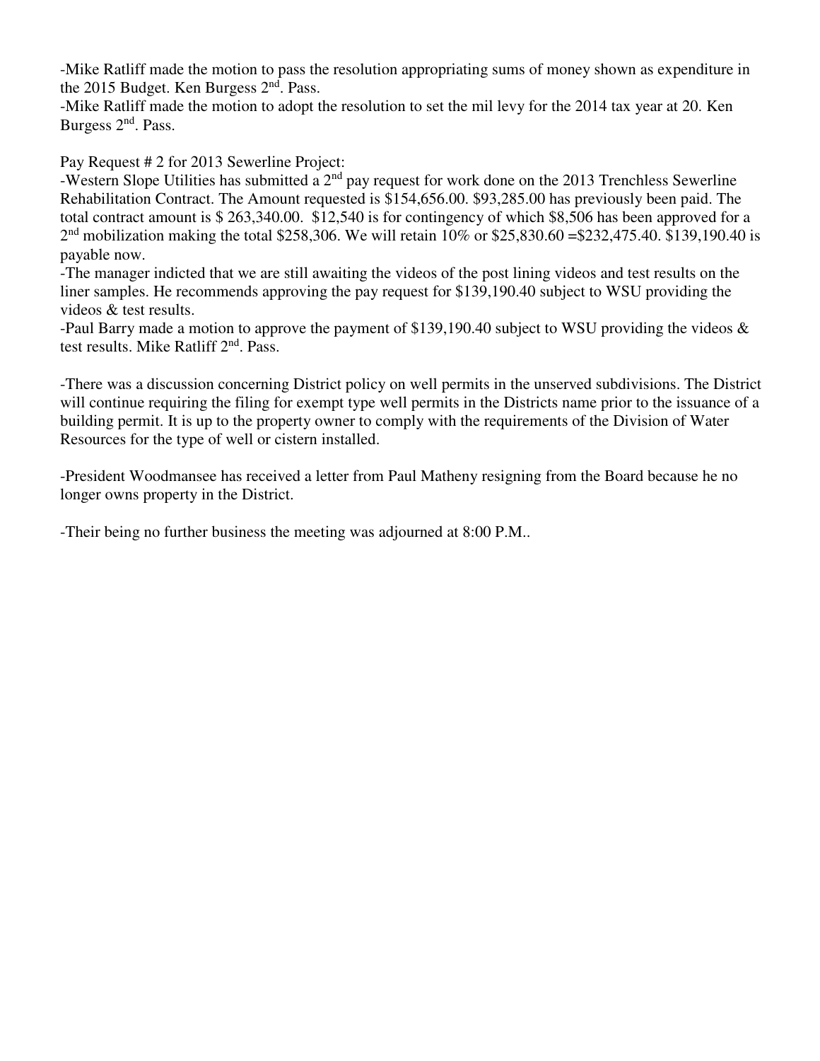-Mike Ratliff made the motion to pass the resolution appropriating sums of money shown as expenditure in the 2015 Budget. Ken Burgess 2nd. Pass.
-Mike Ratliff made the motion to adopt the resolution to set the mil levy for the 2014 tax year at 20. Ken Burgess 2nd. Pass.

Pay Request # 2 for 2013 Sewerline Project:
-Western Slope Utilities has submitted a 2nd pay request for work done on the 2013 Trenchless Sewerline Rehabilitation Contract. The Amount requested is $154,656.00. $93,285.00 has previously been paid. The total contract amount is $ 263,340.00. $12,540 is for contingency of which $8,506 has been approved for a 2nd mobilization making the total $258,306. We will retain 10% or $25,830.60 =$232,475.40. $139,190.40 is payable now.
-The manager indicted that we are still awaiting the videos of the post lining videos and test results on the liner samples. He recommends approving the pay request for $139,190.40 subject to WSU providing the videos & test results.
-Paul Barry made a motion to approve the payment of $139,190.40 subject to WSU providing the videos & test results. Mike Ratliff 2nd. Pass.

-There was a discussion concerning District policy on well permits in the unserved subdivisions. The District will continue requiring the filing for exempt type well permits in the Districts name prior to the issuance of a building permit. It is up to the property owner to comply with the requirements of the Division of Water Resources for the type of well or cistern installed.

-President Woodmansee has received a letter from Paul Matheny resigning from the Board because he no longer owns property in the District.

-Their being no further business the meeting was adjourned at 8:00 P.M..